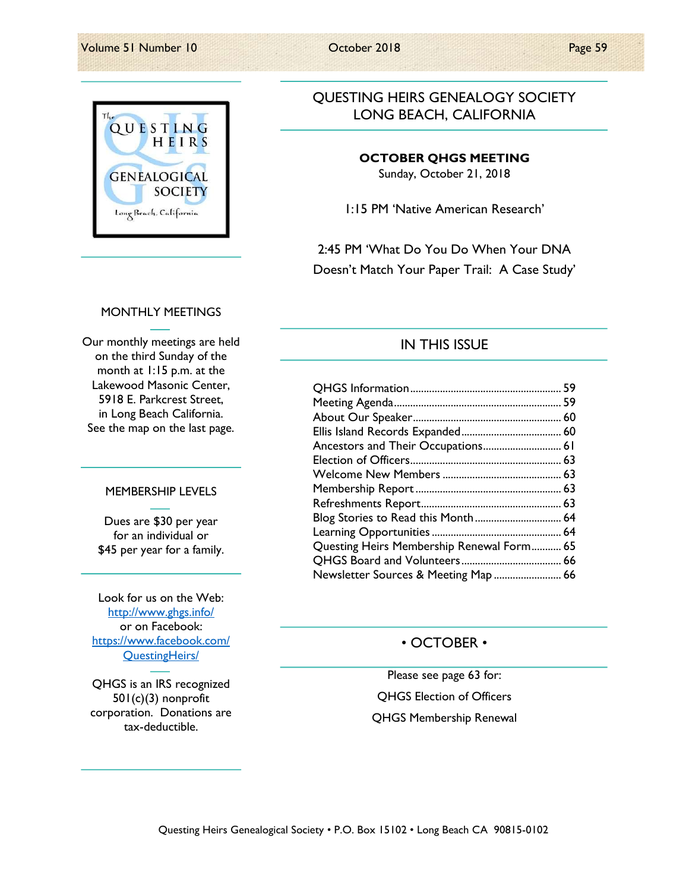# QUESTING HEIRS GENEALOGY SOCIETY
## LONG BEACH, CALIFORNIA

**OCTOBER QHGS MEETING**
Sunday, October 21, 2018

1:15 PM 'Native American Research'

2:45 PM 'What Do You Do When Your DNA Doesn't Match Your Paper Trail: A Case Study'

## IN THIS ISSUE

QHGS Information ........ 59
Meeting Agenda ........ 59
About Our Speaker ........ 60
Ellis Island Records Expanded ........ 60
Ancestors and Their Occupations ........ 61
Election of Officers ........ 63
Welcome New Members ........ 63
Membership Report ........ 63
Refreshments Report ........ 63
Blog Stories to Read this Month ........ 64
Learning Opportunities ........ 64
Questing Heirs Membership Renewal Form ........ 65
QHGS Board and Volunteers ........ 66
Newsletter Sources & Meeting Map ........ 66

## • OCTOBER •

Please see page 63 for:

QHGS Election of Officers

QHGS Membership Renewal

### MONTHLY MEETINGS

Our monthly meetings are held on the third Sunday of the month at 1:15 p.m. at the Lakewood Masonic Center, 5918 E. Parkcrest Street, in Long Beach California. See the map on the last page.

### MEMBERSHIP LEVELS

Dues are $30 per year for an individual or $45 per year for a family.

Look for us on the Web:
http://www.qhgs.info/
or on Facebook:
https://www.facebook.com/QuestingHeirs/

QHGS is an IRS recognized 501(c)(3) nonprofit corporation. Donations are tax-deductible.

Questing Heirs Genealogical Society • P.O. Box 15102 • Long Beach CA 90815-0102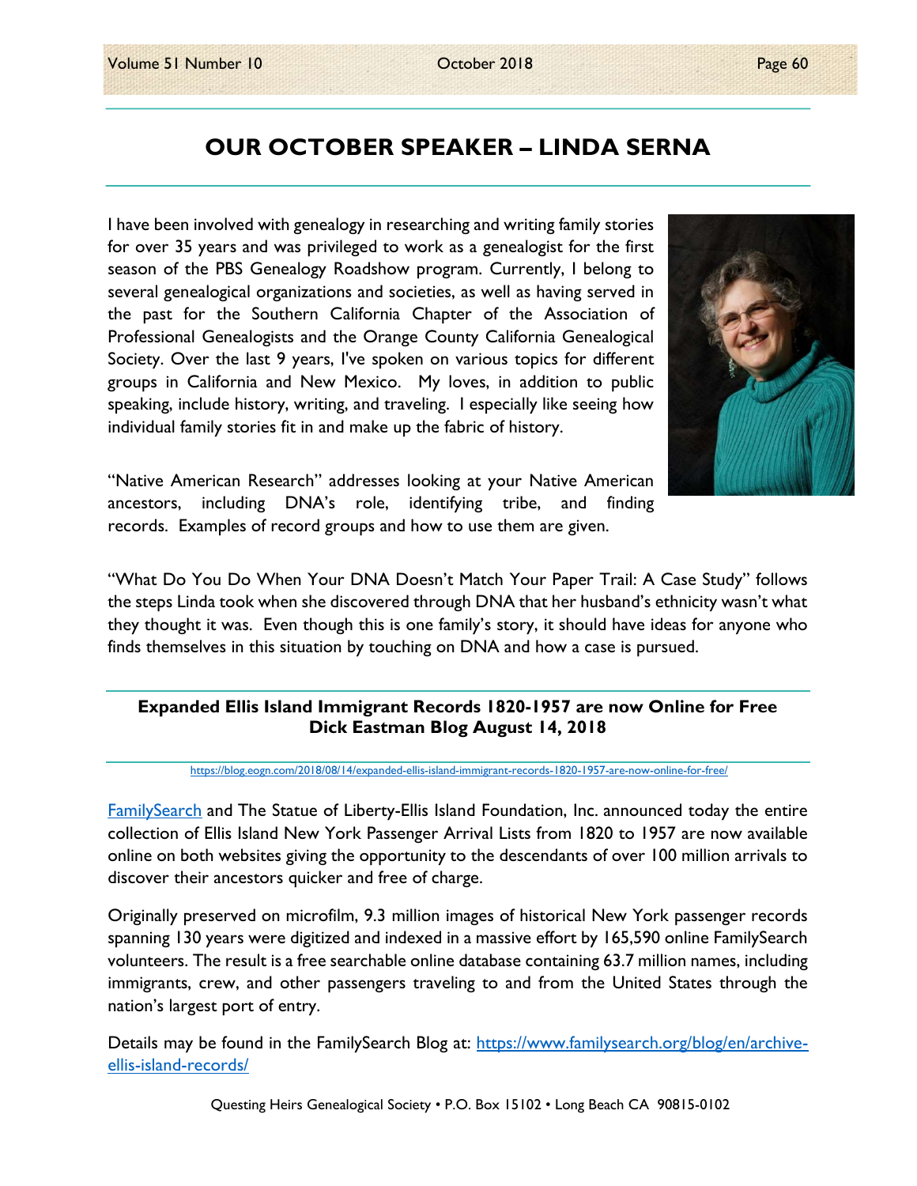# OUR OCTOBER SPEAKER – LINDA SERNA

I have been involved with genealogy in researching and writing family stories for over 35 years and was privileged to work as a genealogist for the first season of the PBS Genealogy Roadshow program. Currently, I belong to several genealogical organizations and societies, as well as having served in the past for the Southern California Chapter of the Association of Professional Genealogists and the Orange County California Genealogical Society. Over the last 9 years, I've spoken on various topics for different groups in California and New Mexico. My loves, in addition to public speaking, include history, writing, and traveling. I especially like seeing how individual family stories fit in and make up the fabric of history.

"Native American Research" addresses looking at your Native American ancestors, including DNA's role, identifying tribe, and finding records. Examples of record groups and how to use them are given.

"What Do You Do When Your DNA Doesn't Match Your Paper Trail: A Case Study" follows the steps Linda took when she discovered through DNA that her husband's ethnicity wasn't what they thought it was. Even though this is one family's story, it should have ideas for anyone who finds themselves in this situation by touching on DNA and how a case is pursued.

## Expanded Ellis Island Immigrant Records 1820-1957 are now Online for Free
## Dick Eastman Blog August 14, 2018

https://blog.eogn.com/2018/08/14/expanded-ellis-island-immigrant-records-1820-1957-are-now-online-for-free/

FamilySearch and The Statue of Liberty-Ellis Island Foundation, Inc. announced today the entire collection of Ellis Island New York Passenger Arrival Lists from 1820 to 1957 are now available online on both websites giving the opportunity to the descendants of over 100 million arrivals to discover their ancestors quicker and free of charge.

Originally preserved on microfilm, 9.3 million images of historical New York passenger records spanning 130 years were digitized and indexed in a massive effort by 165,590 online FamilySearch volunteers. The result is a free searchable online database containing 63.7 million names, including immigrants, crew, and other passengers traveling to and from the United States through the nation's largest port of entry.

Details may be found in the FamilySearch Blog at: https://www.familysearch.org/blog/en/archive-ellis-island-records/

Questing Heirs Genealogical Society • P.O. Box 15102 • Long Beach CA 90815-0102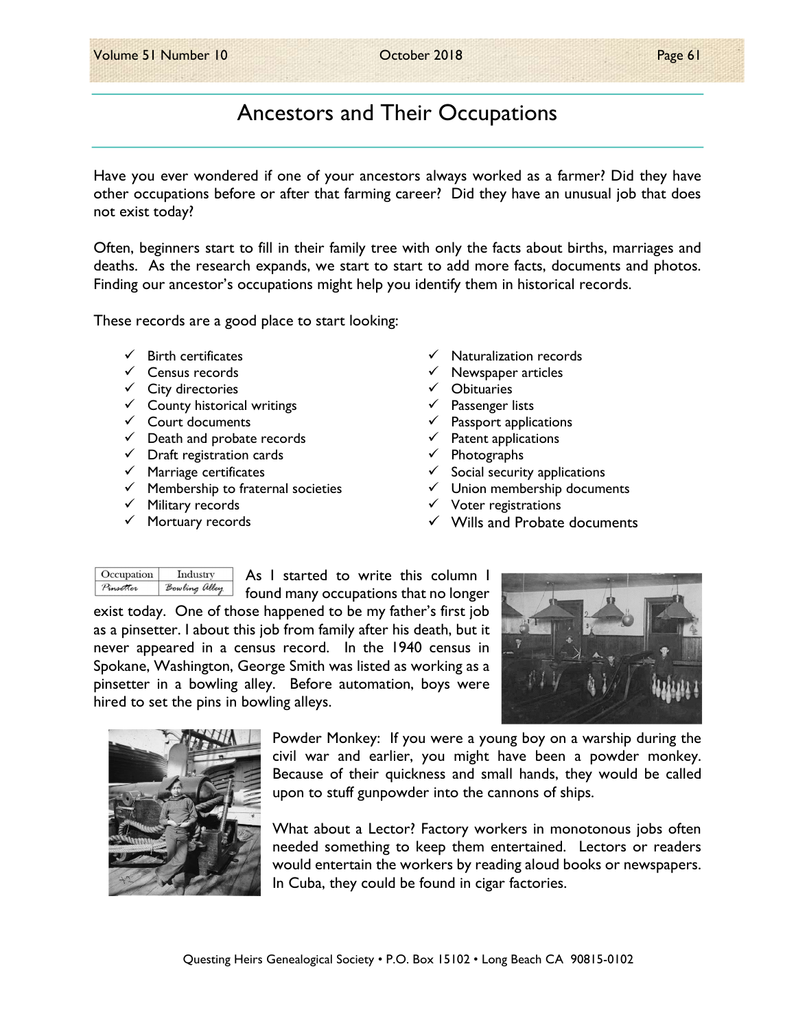# Ancestors and Their Occupations

Have you ever wondered if one of your ancestors always worked as a farmer? Did they have other occupations before or after that farming career? Did they have an unusual job that does not exist today?

Often, beginners start to fill in their family tree with only the facts about births, marriages and deaths. As the research expands, we start to start to add more facts, documents and photos. Finding our ancestor's occupations might help you identify them in historical records.

These records are a good place to start looking:

- ✓ Birth certificates
- ✓ Census records
- ✓ City directories
- ✓ County historical writings
- ✓ Court documents
- ✓ Death and probate records
- ✓ Draft registration cards
- ✓ Marriage certificates
- ✓ Membership to fraternal societies
- ✓ Military records
- ✓ Mortuary records
- ✓ Naturalization records
- ✓ Newspaper articles
- ✓ Obituaries
- ✓ Passenger lists
- ✓ Passport applications
- ✓ Patent applications
- ✓ Photographs
- ✓ Social security applications
- ✓ Union membership documents
- ✓ Voter registrations
- ✓ Wills and Probate documents

| Occupation | Industry |
|---|---|
| Pinsetter | Bowling Alley |

As I started to write this column I found many occupations that no longer exist today. One of those happened to be my father's first job as a pinsetter. I about this job from family after his death, but it never appeared in a census record. In the 1940 census in Spokane, Washington, George Smith was listed as working as a pinsetter in a bowling alley. Before automation, boys were hired to set the pins in bowling alleys.

Powder Monkey: If you were a young boy on a warship during the civil war and earlier, you might have been a powder monkey. Because of their quickness and small hands, they would be called upon to stuff gunpowder into the cannons of ships.

What about a Lector? Factory workers in monotonous jobs often needed something to keep them entertained. Lectors or readers would entertain the workers by reading aloud books or newspapers. In Cuba, they could be found in cigar factories.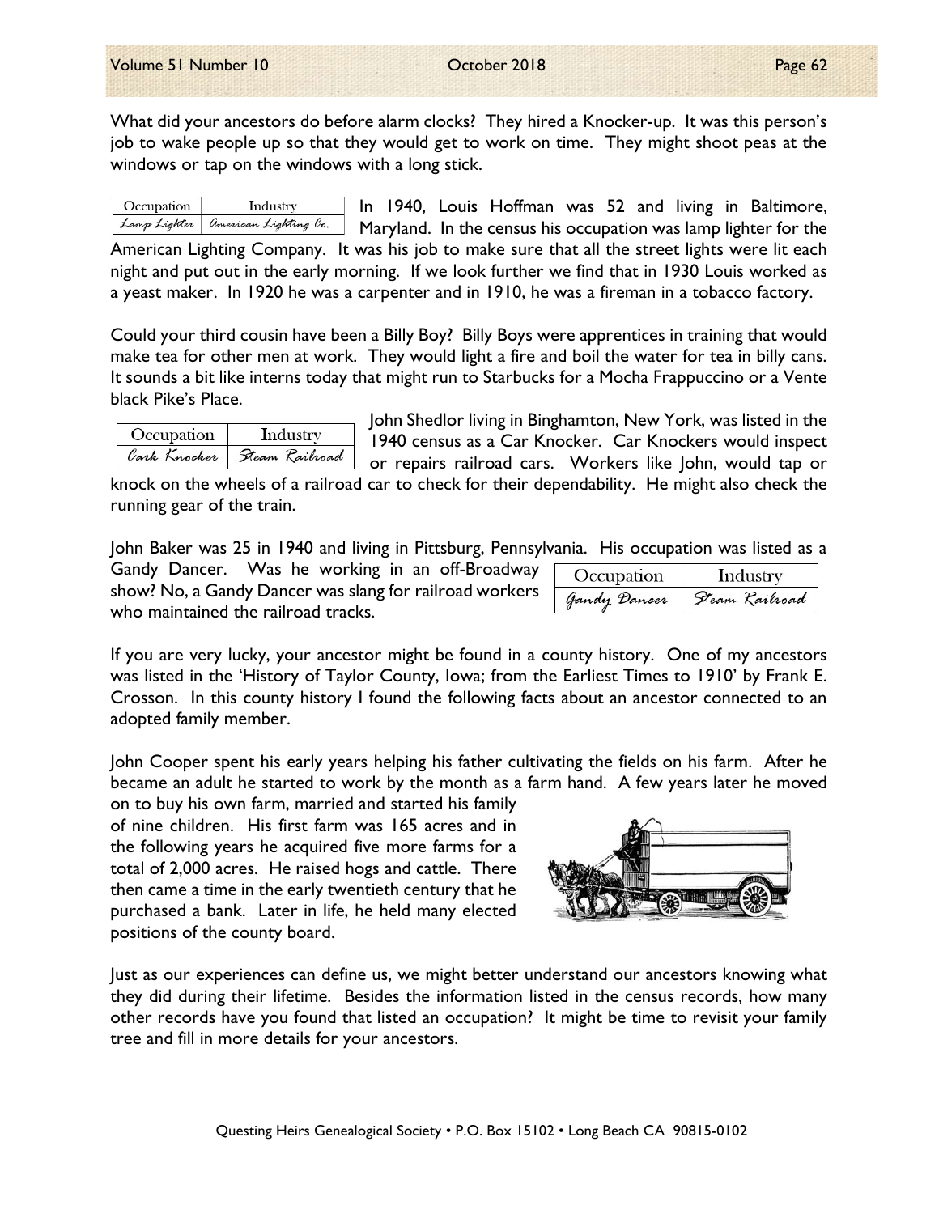What did your ancestors do before alarm clocks? They hired a Knocker-up. It was this person's job to wake people up so that they would get to work on time. They might shoot peas at the windows or tap on the windows with a long stick.

| Occupation | Industry |
| --- | --- |
| Lamp Lighter | American Lighting Co. |

In 1940, Louis Hoffman was 52 and living in Baltimore, Maryland. In the census his occupation was lamp lighter for the American Lighting Company. It was his job to make sure that all the street lights were lit each night and put out in the early morning. If we look further we find that in 1930 Louis worked as a yeast maker. In 1920 he was a carpenter and in 1910, he was a fireman in a tobacco factory.

Could your third cousin have been a Billy Boy? Billy Boys were apprentices in training that would make tea for other men at work. They would light a fire and boil the water for tea in billy cans. It sounds a bit like interns today that might run to Starbucks for a Mocha Frappuccino or a Vente black Pike's Place.

| Occupation | Industry |
| --- | --- |
| Cark Knocker | Steam Railroad |

John Shedlor living in Binghamton, New York, was listed in the 1940 census as a Car Knocker. Car Knockers would inspect or repairs railroad cars. Workers like John, would tap or knock on the wheels of a railroad car to check for their dependability. He might also check the running gear of the train.

John Baker was 25 in 1940 and living in Pittsburg, Pennsylvania. His occupation was listed as a Gandy Dancer. Was he working in an off-Broadway show? No, a Gandy Dancer was slang for railroad workers who maintained the railroad tracks.

| Occupation | Industry |
| --- | --- |
| Gandy Dancer | Steam Railroad |

If you are very lucky, your ancestor might be found in a county history. One of my ancestors was listed in the 'History of Taylor County, Iowa; from the Earliest Times to 1910' by Frank E. Crosson. In this county history I found the following facts about an ancestor connected to an adopted family member.

John Cooper spent his early years helping his father cultivating the fields on his farm. After he became an adult he started to work by the month as a farm hand. A few years later he moved on to buy his own farm, married and started his family of nine children. His first farm was 165 acres and in the following years he acquired five more farms for a total of 2,000 acres. He raised hogs and cattle. There then came a time in the early twentieth century that he purchased a bank. Later in life, he held many elected positions of the county board.

Just as our experiences can define us, we might better understand our ancestors knowing what they did during their lifetime. Besides the information listed in the census records, how many other records have you found that listed an occupation? It might be time to revisit your family tree and fill in more details for your ancestors.

Questing Heirs Genealogical Society • P.O. Box 15102 • Long Beach CA 90815-0102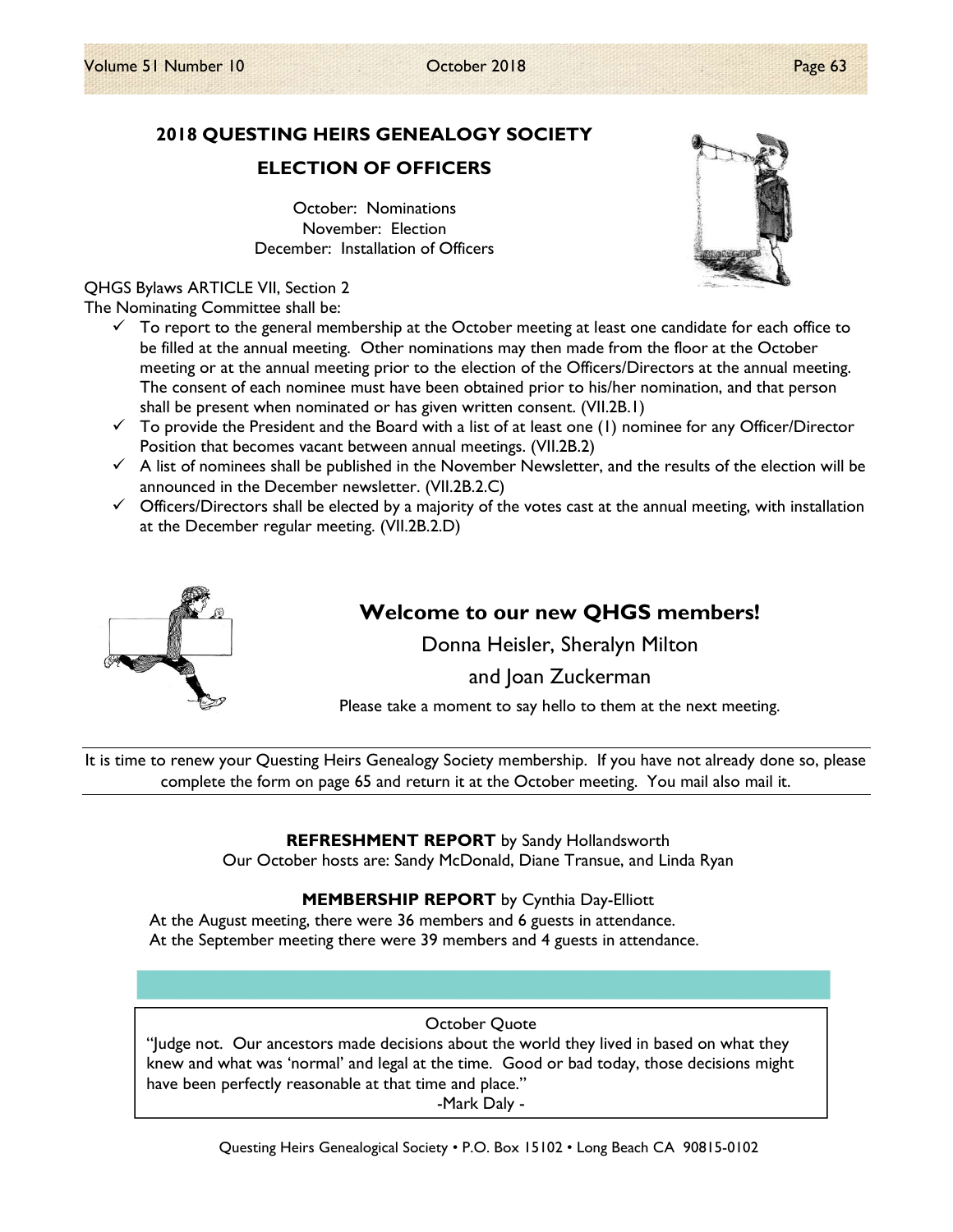## 2018 QUESTING HEIRS GENEALOGY SOCIETY

## ELECTION OF OFFICERS

October: Nominations
November: Election
December: Installation of Officers

QHGS Bylaws ARTICLE VII, Section 2
The Nominating Committee shall be:

- ✓ To report to the general membership at the October meeting at least one candidate for each office to be filled at the annual meeting. Other nominations may then made from the floor at the October meeting or at the annual meeting prior to the election of the Officers/Directors at the annual meeting. The consent of each nominee must have been obtained prior to his/her nomination, and that person shall be present when nominated or has given written consent. (VII.2B.1)
- ✓ To provide the President and the Board with a list of at least one (1) nominee for any Officer/Director Position that becomes vacant between annual meetings. (VII.2B.2)
- ✓ A list of nominees shall be published in the November Newsletter, and the results of the election will be announced in the December newsletter. (VII.2B.2.C)
- ✓ Officers/Directors shall be elected by a majority of the votes cast at the annual meeting, with installation at the December regular meeting. (VII.2B.2.D)

## Welcome to our new QHGS members!

Donna Heisler, Sheralyn Milton

and Joan Zuckerman

Please take a moment to say hello to them at the next meeting.

---

It is time to renew your Questing Heirs Genealogy Society membership. If you have not already done so, please complete the form on page 65 and return it at the October meeting. You mail also mail it.

---

**REFRESHMENT REPORT** by Sandy Hollandsworth
Our October hosts are: Sandy McDonald, Diane Transue, and Linda Ryan

**MEMBERSHIP REPORT** by Cynthia Day-Elliott
At the August meeting, there were 36 members and 6 guests in attendance.
At the September meeting there were 39 members and 4 guests in attendance.

October Quote

"Judge not. Our ancestors made decisions about the world they lived in based on what they knew and what was 'normal' and legal at the time. Good or bad today, those decisions might have been perfectly reasonable at that time and place."

-Mark Daly -

Questing Heirs Genealogical Society • P.O. Box 15102 • Long Beach CA 90815-0102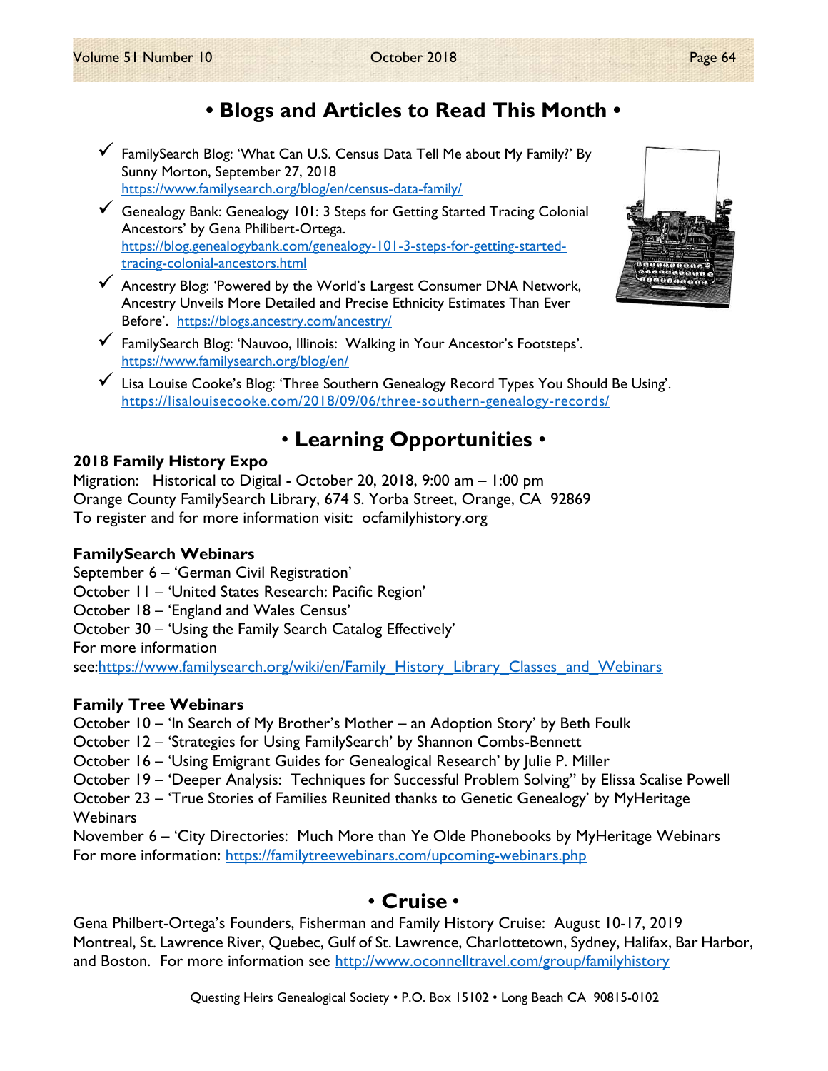## • Blogs and Articles to Read This Month •

- ✓ FamilySearch Blog: 'What Can U.S. Census Data Tell Me about My Family?' By Sunny Morton, September 27, 2018
  https://www.familysearch.org/blog/en/census-data-family/
- ✓ Genealogy Bank: Genealogy 101: 3 Steps for Getting Started Tracing Colonial Ancestors' by Gena Philibert-Ortega.
  https://blog.genealogybank.com/genealogy-101-3-steps-for-getting-started-tracing-colonial-ancestors.html
- ✓ Ancestry Blog: 'Powered by the World's Largest Consumer DNA Network, Ancestry Unveils More Detailed and Precise Ethnicity Estimates Than Ever Before'. https://blogs.ancestry.com/ancestry/
- ✓ FamilySearch Blog: 'Nauvoo, Illinois: Walking in Your Ancestor's Footsteps'.
  https://www.familysearch.org/blog/en/
- ✓ Lisa Louise Cooke's Blog: 'Three Southern Genealogy Record Types You Should Be Using'.
  https://lisalouisecooke.com/2018/09/06/three-southern-genealogy-records/

## • Learning Opportunities •

**2018 Family History Expo**
Migration: Historical to Digital - October 20, 2018, 9:00 am – 1:00 pm
Orange County FamilySearch Library, 674 S. Yorba Street, Orange, CA 92869
To register and for more information visit: ocfamilyhistory.org

**FamilySearch Webinars**
September 6 – 'German Civil Registration'
October 11 – 'United States Research: Pacific Region'
October 18 – 'England and Wales Census'
October 30 – 'Using the Family Search Catalog Effectively'
For more information see:https://www.familysearch.org/wiki/en/Family_History_Library_Classes_and_Webinars

**Family Tree Webinars**
October 10 – 'In Search of My Brother's Mother – an Adoption Story' by Beth Foulk
October 12 – 'Strategies for Using FamilySearch' by Shannon Combs-Bennett
October 16 – 'Using Emigrant Guides for Genealogical Research' by Julie P. Miller
October 19 – 'Deeper Analysis: Techniques for Successful Problem Solving" by Elissa Scalise Powell
October 23 – 'True Stories of Families Reunited thanks to Genetic Genealogy' by MyHeritage Webinars
November 6 – 'City Directories: Much More than Ye Olde Phonebooks by MyHeritage Webinars
For more information: https://familytreewebinars.com/upcoming-webinars.php

## • Cruise •

Gena Philbert-Ortega's Founders, Fisherman and Family History Cruise: August 10-17, 2019
Montreal, St. Lawrence River, Quebec, Gulf of St. Lawrence, Charlottetown, Sydney, Halifax, Bar Harbor, and Boston. For more information see http://www.oconnelltravel.com/group/familyhistory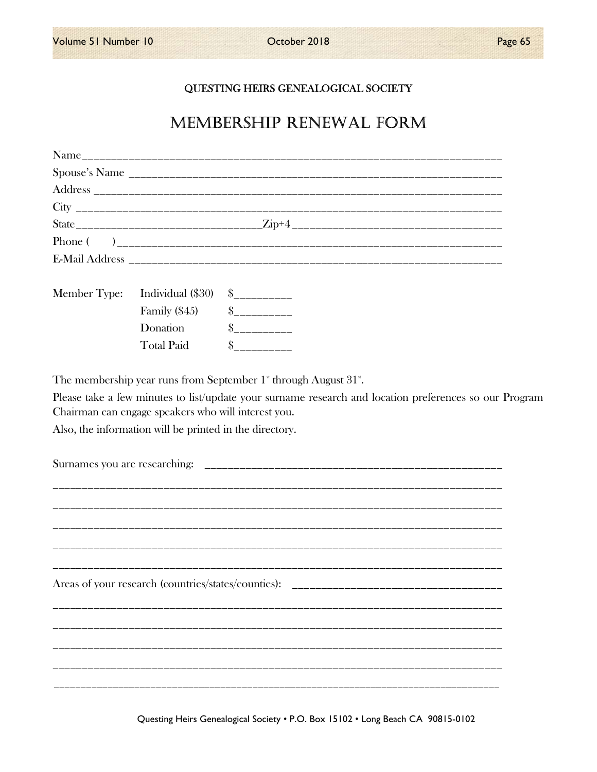QUESTING HEIRS GENEALOGICAL SOCIETY

# MEMBERSHIP RENEWAL FORM

Name_______________________________________________________________________

Spouse's Name _______________________________________________________________

Address _____________________________________________________________________

City ________________________________________________________________________

State_______________________________Zip+4__________________________________

Phone (      )________________________________________________________________

E-Mail Address ______________________________________________________________

| Member Type: | Individual ($30) | $__________ |
|---|---|---|
| | Family ($45) | $__________ |
| | Donation | $__________ |
| | Total Paid | $__________ |

The membership year runs from September 1st through August 31st.

Please take a few minutes to list/update your surname research and location preferences so our Program Chairman can engage speakers who will interest you.

Also, the information will be printed in the directory.

Surnames you are researching: ______________________________________________

_____________________________________________________________________________

_____________________________________________________________________________

_____________________________________________________________________________

_____________________________________________________________________________

_____________________________________________________________________________

Areas of your research (countries/states/counties): ____________________________

_____________________________________________________________________________

_____________________________________________________________________________

_____________________________________________________________________________

_____________________________________________________________________________

_____________________________________________________________________________

Questing Heirs Genealogical Society • P.O. Box 15102 • Long Beach CA 90815-0102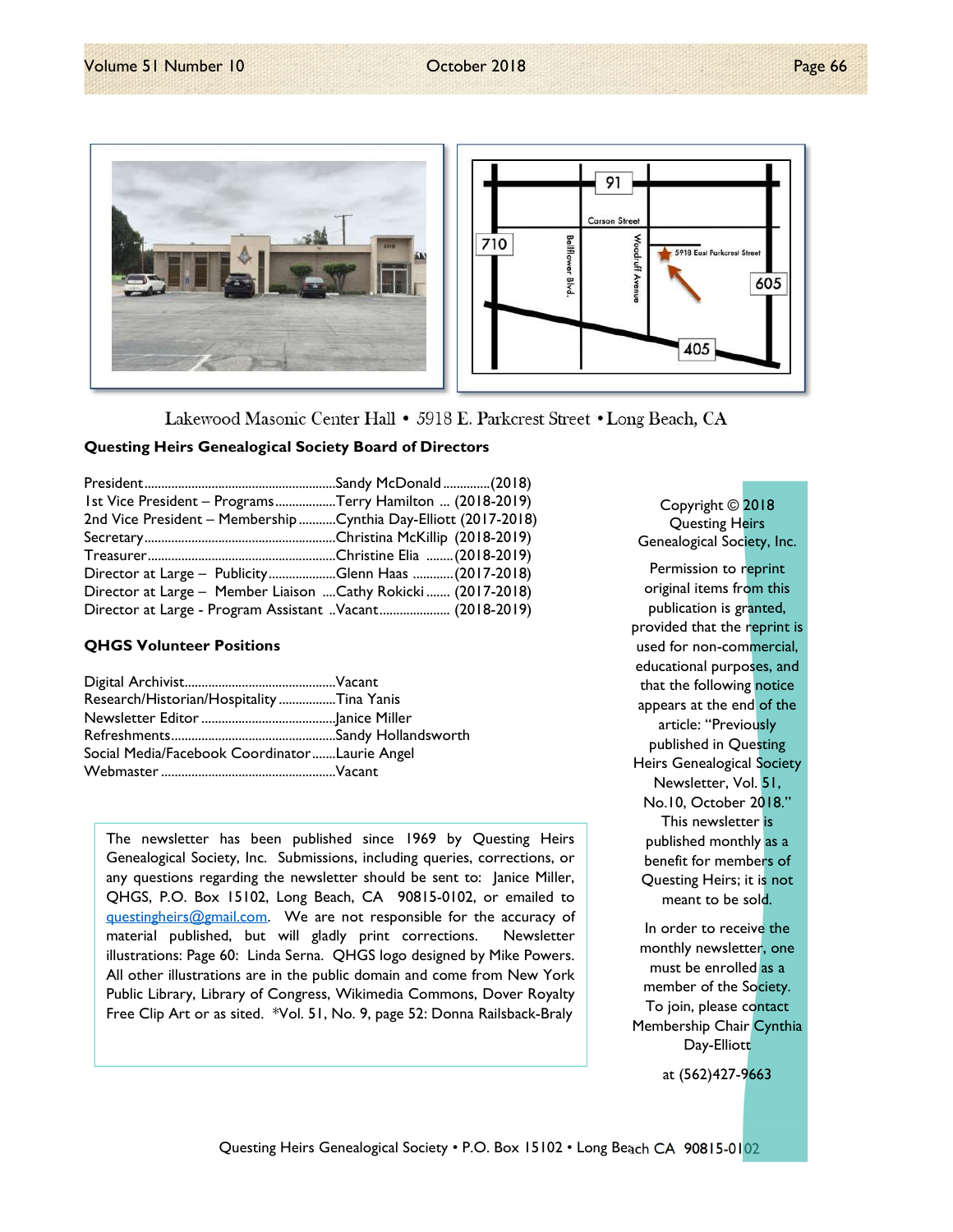Lakewood Masonic Center Hall • 5918 E. Parkcrest Street • Long Beach, CA

**Questing Heirs Genealogical Society Board of Directors**

President.........................................................Sandy McDonald..............(2018)
1st Vice President – Programs..................Terry Hamilton ... (2018-2019)
2nd Vice President – Membership...........Cynthia Day-Elliott (2017-2018)
Secretary.........................................................Christina McKillip (2018-2019)
Treasurer.........................................................Christine Elia ........(2018-2019)
Director at Large – Publicity....................Glenn Haas ............(2017-2018)
Director at Large – Member Liaison ....Cathy Rokicki ....... (2017-2018)
Director at Large - Program Assistant ..Vacant..................... (2018-2019)

**QHGS Volunteer Positions**

Digital Archivist.............................................Vacant
Research/Historian/Hospitality.................Tina Yanis
Newsletter Editor ........................................Janice Miller
Refreshments.................................................Sandy Hollandsworth
Social Media/Facebook Coordinator.......Laurie Angel
Webmaster ....................................................Vacant

The newsletter has been published since 1969 by Questing Heirs Genealogical Society, Inc. Submissions, including queries, corrections, or any questions regarding the newsletter should be sent to: Janice Miller, QHGS, P.O. Box 15102, Long Beach, CA 90815-0102, or emailed to questingheirs@gmail.com. We are not responsible for the accuracy of material published, but will gladly print corrections. Newsletter illustrations: Page 60: Linda Serna. QHGS logo designed by Mike Powers. All other illustrations are in the public domain and come from New York Public Library, Library of Congress, Wikimedia Commons, Dover Royalty Free Clip Art or as sited. *Vol. 51, No. 9, page 52: Donna Railsback-Braly

Copyright © 2018 Questing Heirs Genealogical Society, Inc.

Permission to reprint original items from this publication is granted, provided that the reprint is used for non-commercial, educational purposes, and that the following notice appears at the end of the article: "Previously published in Questing Heirs Genealogical Society Newsletter, Vol. 51, No.10, October 2018." This newsletter is published monthly as a benefit for members of Questing Heirs; it is not meant to be sold.

In order to receive the monthly newsletter, one must be enrolled as a member of the Society. To join, please contact Membership Chair Cynthia Day-Elliott

at (562)427-9663

Questing Heirs Genealogical Society • P.O. Box 15102 • Long Beach CA 90815-0102